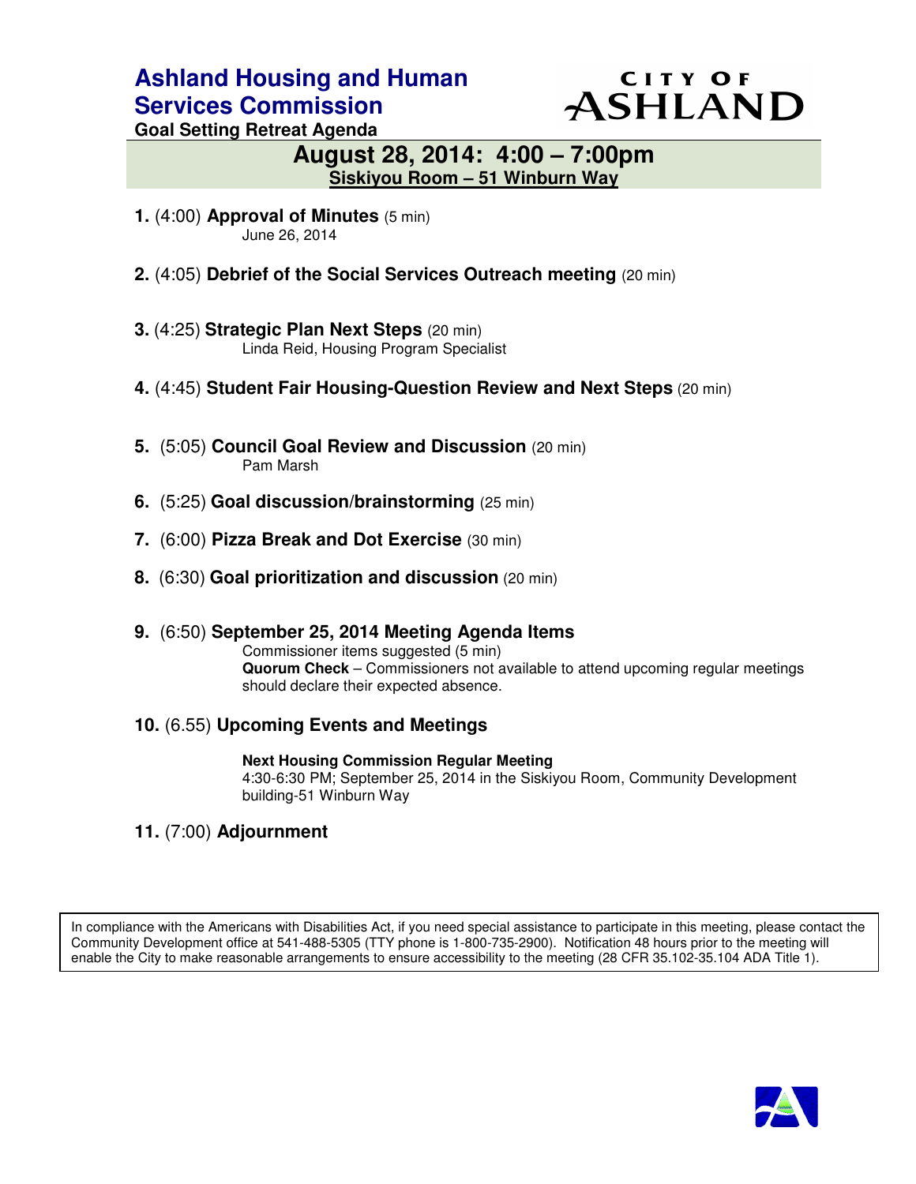# Ashland Housing and Human Services Commission

CITY OF ASHLAND

**Goal Setting Retreat Agenda**

## August 28, 2014: 4:00 – 7:00pm

**Siskiyou Room – 51 Winburn Way**

**1.** (4:00) **Approval of Minutes** (5 min)
June 26, 2014

**2.** (4:05) **Debrief of the Social Services Outreach meeting** (20 min)

**3.** (4:25) **Strategic Plan Next Steps** (20 min)
Linda Reid, Housing Program Specialist

**4.** (4:45) **Student Fair Housing-Question Review and Next Steps** (20 min)

**5.** (5:05) **Council Goal Review and Discussion** (20 min)
Pam Marsh

**6.** (5:25) **Goal discussion/brainstorming** (25 min)

**7.** (6:00) **Pizza Break and Dot Exercise** (30 min)

**8.** (6:30) **Goal prioritization and discussion** (20 min)

**9.** (6:50) **September 25, 2014 Meeting Agenda Items**
Commissioner items suggested (5 min)
**Quorum Check** – Commissioners not available to attend upcoming regular meetings should declare their expected absence.

**10.** (6.55) **Upcoming Events and Meetings**

**Next Housing Commission Regular Meeting**
4:30-6:30 PM; September 25, 2014 in the Siskiyou Room, Community Development building-51 Winburn Way

**11.** (7:00) **Adjournment**

In compliance with the Americans with Disabilities Act, if you need special assistance to participate in this meeting, please contact the Community Development office at 541-488-5305 (TTY phone is 1-800-735-2900). Notification 48 hours prior to the meeting will enable the City to make reasonable arrangements to ensure accessibility to the meeting (28 CFR 35.102-35.104 ADA Title 1).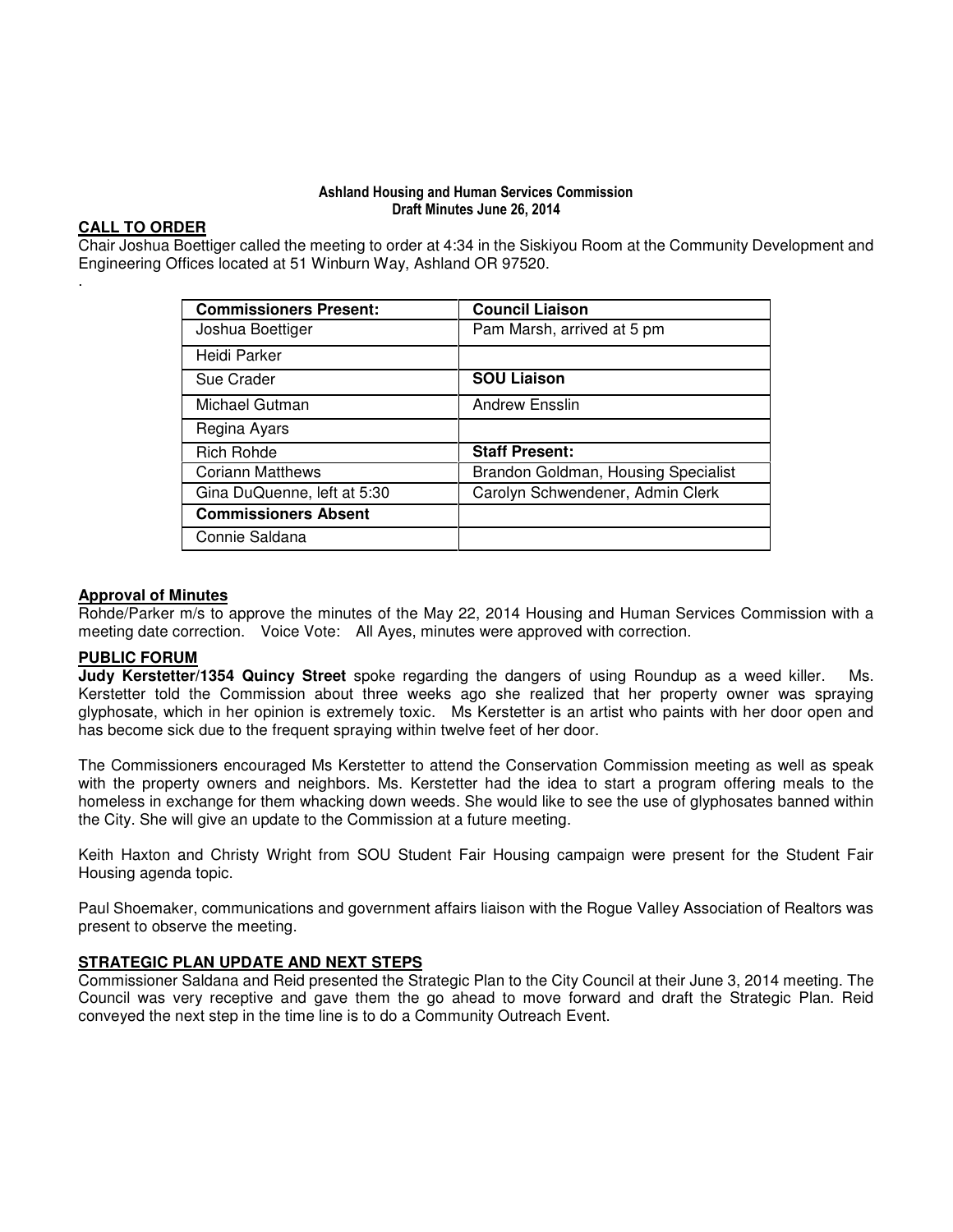**Ashland Housing and Human Services Commission**
**Draft Minutes June 26, 2014**

## CALL TO ORDER

Chair Joshua Boettiger called the meeting to order at 4:34 in the Siskiyou Room at the Community Development and Engineering Offices located at 51 Winburn Way, Ashland OR 97520.

.

| Commissioners Present: | Council Liaison |
|---|---|
| Joshua Boettiger | Pam Marsh, arrived at 5 pm |
| Heidi Parker | |
| Sue Crader | **SOU Liaison** |
| Michael Gutman | Andrew Ensslin |
| Regina Ayars | |
| Rich Rohde | **Staff Present:** |
| Coriann Matthews | Brandon Goldman, Housing Specialist |
| Gina DuQuenne, left at 5:30 | Carolyn Schwendener, Admin Clerk |
| **Commissioners Absent** | |
| Connie Saldana | |

## Approval of Minutes

Rohde/Parker m/s to approve the minutes of the May 22, 2014 Housing and Human Services Commission with a meeting date correction. Voice Vote: All Ayes, minutes were approved with correction.

## PUBLIC FORUM

**Judy Kerstetter/1354 Quincy Street** spoke regarding the dangers of using Roundup as a weed killer. Ms. Kerstetter told the Commission about three weeks ago she realized that her property owner was spraying glyphosate, which in her opinion is extremely toxic. Ms Kerstetter is an artist who paints with her door open and has become sick due to the frequent spraying within twelve feet of her door.

The Commissioners encouraged Ms Kerstetter to attend the Conservation Commission meeting as well as speak with the property owners and neighbors. Ms. Kerstetter had the idea to start a program offering meals to the homeless in exchange for them whacking down weeds. She would like to see the use of glyphosates banned within the City. She will give an update to the Commission at a future meeting.

Keith Haxton and Christy Wright from SOU Student Fair Housing campaign were present for the Student Fair Housing agenda topic.

Paul Shoemaker, communications and government affairs liaison with the Rogue Valley Association of Realtors was present to observe the meeting.

## STRATEGIC PLAN UPDATE AND NEXT STEPS

Commissioner Saldana and Reid presented the Strategic Plan to the City Council at their June 3, 2014 meeting. The Council was very receptive and gave them the go ahead to move forward and draft the Strategic Plan. Reid conveyed the next step in the time line is to do a Community Outreach Event.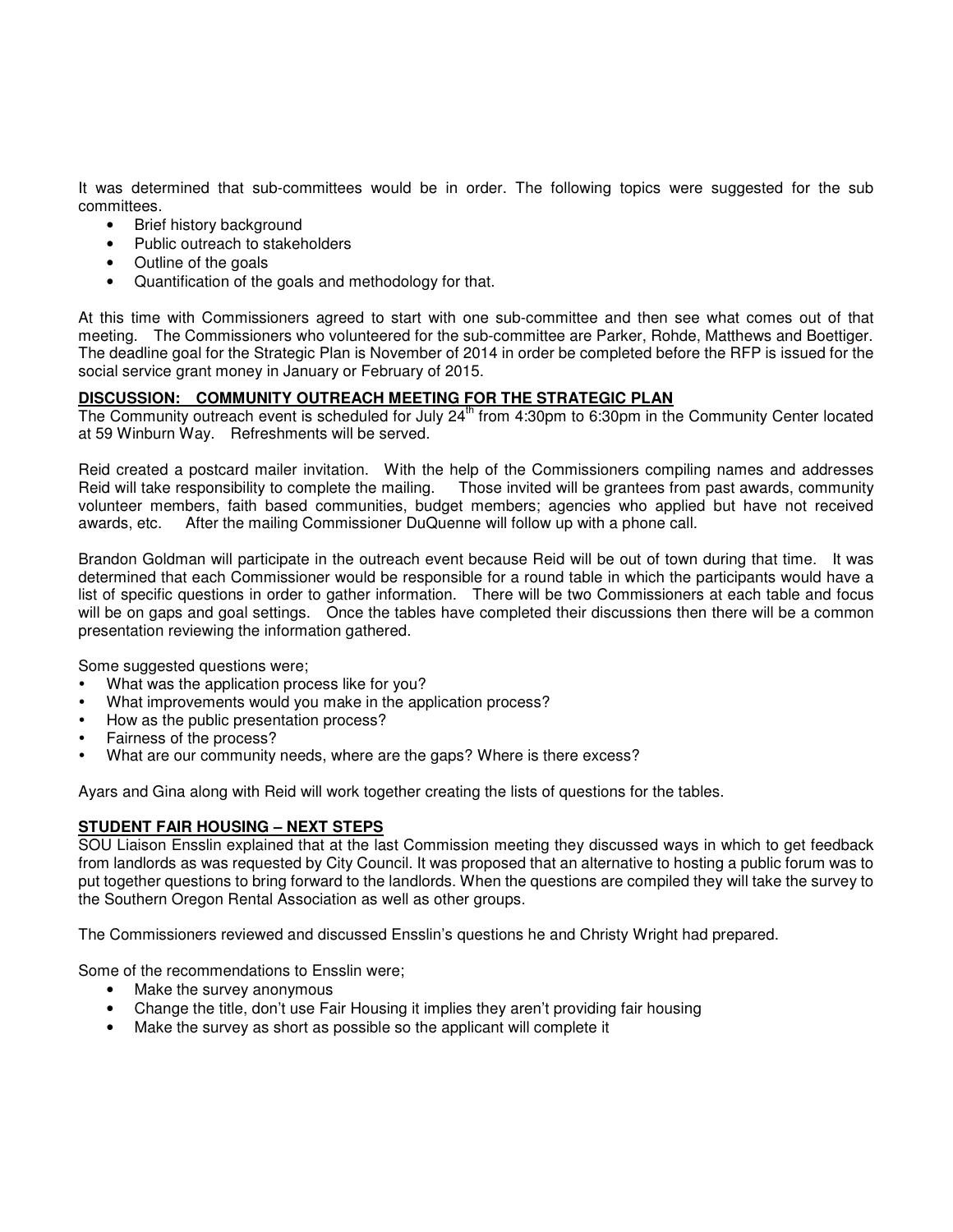It was determined that sub-committees would be in order. The following topics were suggested for the sub committees.

- Brief history background
- Public outreach to stakeholders
- Outline of the goals
- Quantification of the goals and methodology for that.

At this time with Commissioners agreed to start with one sub-committee and then see what comes out of that meeting. The Commissioners who volunteered for the sub-committee are Parker, Rohde, Matthews and Boettiger. The deadline goal for the Strategic Plan is November of 2014 in order be completed before the RFP is issued for the social service grant money in January or February of 2015.

**DISCUSSION: COMMUNITY OUTREACH MEETING FOR THE STRATEGIC PLAN**

The Community outreach event is scheduled for July 24th from 4:30pm to 6:30pm in the Community Center located at 59 Winburn Way. Refreshments will be served.

Reid created a postcard mailer invitation. With the help of the Commissioners compiling names and addresses Reid will take responsibility to complete the mailing. Those invited will be grantees from past awards, community volunteer members, faith based communities, budget members; agencies who applied but have not received awards, etc. After the mailing Commissioner DuQuenne will follow up with a phone call.

Brandon Goldman will participate in the outreach event because Reid will be out of town during that time. It was determined that each Commissioner would be responsible for a round table in which the participants would have a list of specific questions in order to gather information. There will be two Commissioners at each table and focus will be on gaps and goal settings. Once the tables have completed their discussions then there will be a common presentation reviewing the information gathered.

Some suggested questions were;

- What was the application process like for you?
- What improvements would you make in the application process?
- How as the public presentation process?
- Fairness of the process?
- What are our community needs, where are the gaps? Where is there excess?

Ayars and Gina along with Reid will work together creating the lists of questions for the tables.

**STUDENT FAIR HOUSING – NEXT STEPS**

SOU Liaison Ensslin explained that at the last Commission meeting they discussed ways in which to get feedback from landlords as was requested by City Council. It was proposed that an alternative to hosting a public forum was to put together questions to bring forward to the landlords. When the questions are compiled they will take the survey to the Southern Oregon Rental Association as well as other groups.

The Commissioners reviewed and discussed Ensslin's questions he and Christy Wright had prepared.

Some of the recommendations to Ensslin were;

- Make the survey anonymous
- Change the title, don't use Fair Housing it implies they aren't providing fair housing
- Make the survey as short as possible so the applicant will complete it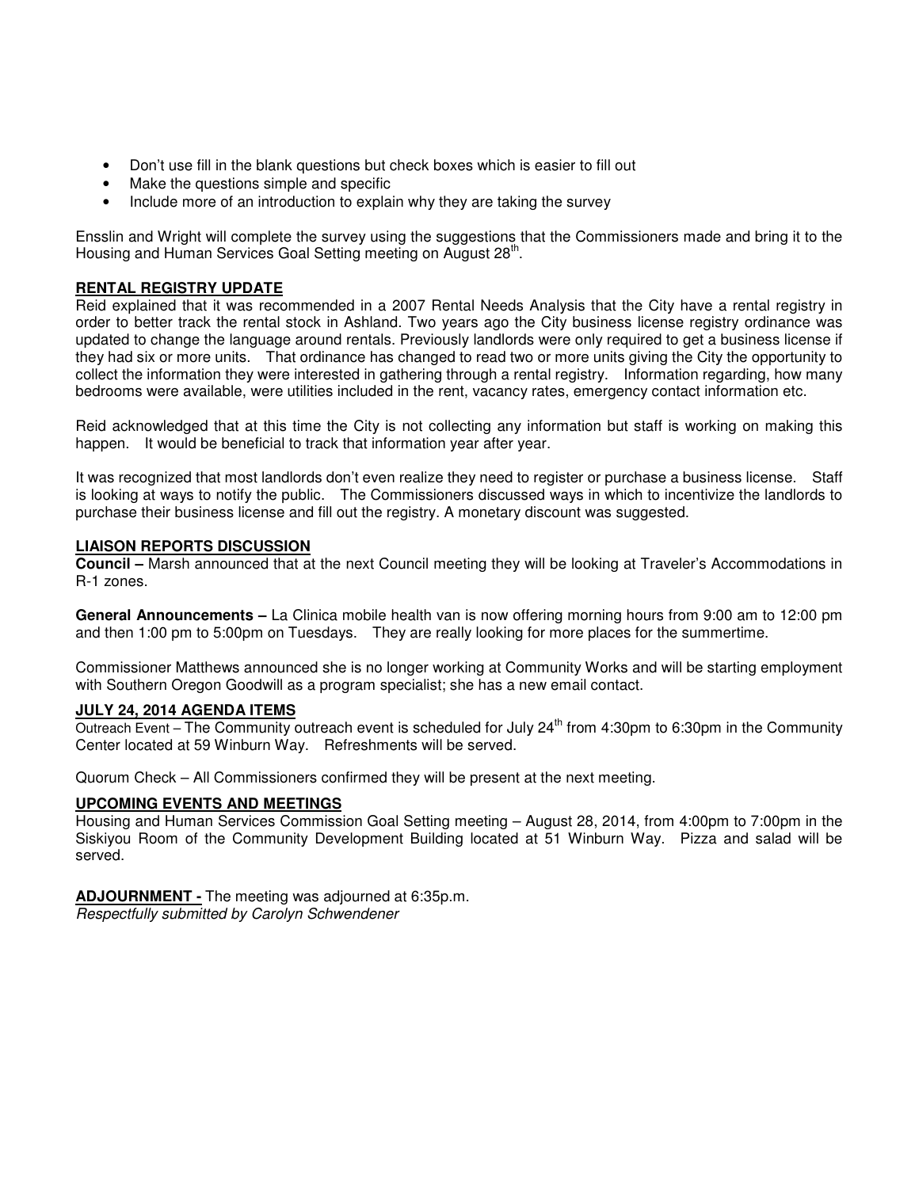- Don't use fill in the blank questions but check boxes which is easier to fill out
- Make the questions simple and specific
- Include more of an introduction to explain why they are taking the survey

Ensslin and Wright will complete the survey using the suggestions that the Commissioners made and bring it to the Housing and Human Services Goal Setting meeting on August 28th.

**RENTAL REGISTRY UPDATE**

Reid explained that it was recommended in a 2007 Rental Needs Analysis that the City have a rental registry in order to better track the rental stock in Ashland. Two years ago the City business license registry ordinance was updated to change the language around rentals. Previously landlords were only required to get a business license if they had six or more units. That ordinance has changed to read two or more units giving the City the opportunity to collect the information they were interested in gathering through a rental registry. Information regarding, how many bedrooms were available, were utilities included in the rent, vacancy rates, emergency contact information etc.

Reid acknowledged that at this time the City is not collecting any information but staff is working on making this happen. It would be beneficial to track that information year after year.

It was recognized that most landlords don't even realize they need to register or purchase a business license. Staff is looking at ways to notify the public. The Commissioners discussed ways in which to incentivize the landlords to purchase their business license and fill out the registry. A monetary discount was suggested.

**LIAISON REPORTS DISCUSSION**

**Council –** Marsh announced that at the next Council meeting they will be looking at Traveler's Accommodations in R-1 zones.

**General Announcements –** La Clinica mobile health van is now offering morning hours from 9:00 am to 12:00 pm and then 1:00 pm to 5:00pm on Tuesdays. They are really looking for more places for the summertime.

Commissioner Matthews announced she is no longer working at Community Works and will be starting employment with Southern Oregon Goodwill as a program specialist; she has a new email contact.

**JULY 24, 2014 AGENDA ITEMS**

Outreach Event – The Community outreach event is scheduled for July 24th from 4:30pm to 6:30pm in the Community Center located at 59 Winburn Way. Refreshments will be served.

Quorum Check – All Commissioners confirmed they will be present at the next meeting.

**UPCOMING EVENTS AND MEETINGS**

Housing and Human Services Commission Goal Setting meeting – August 28, 2014, from 4:00pm to 7:00pm in the Siskiyou Room of the Community Development Building located at 51 Winburn Way. Pizza and salad will be served.

**ADJOURNMENT -** The meeting was adjourned at 6:35p.m.

*Respectfully submitted by Carolyn Schwendener*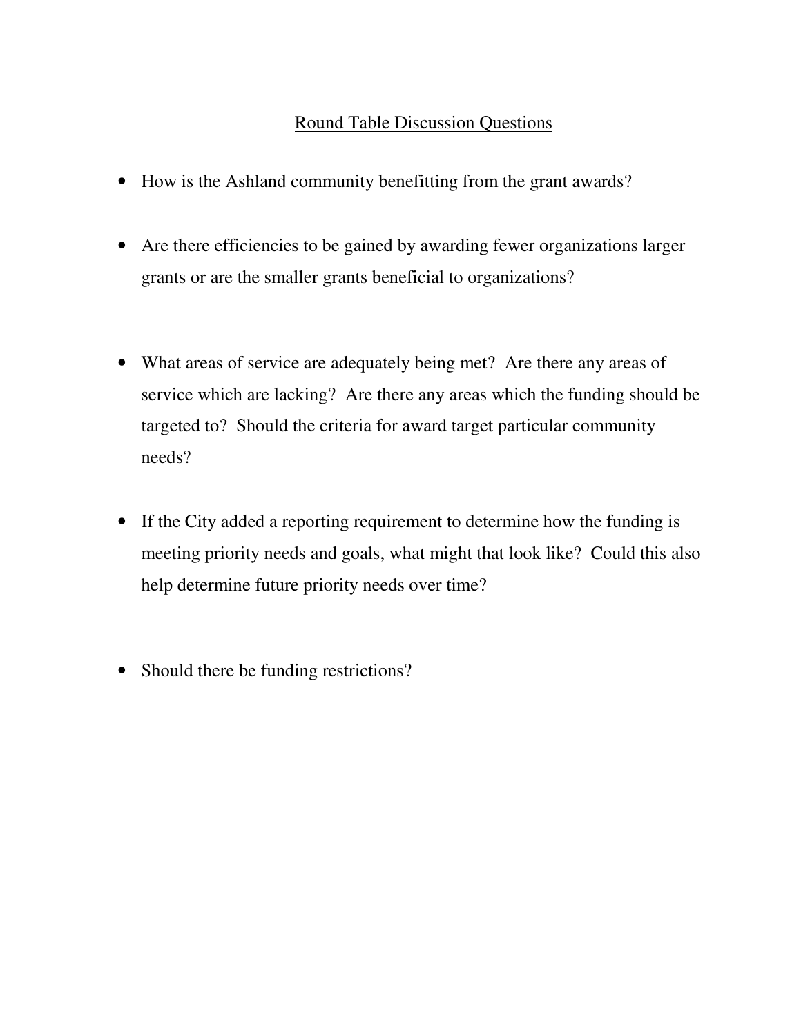## Round Table Discussion Questions

- How is the Ashland community benefitting from the grant awards?

- Are there efficiencies to be gained by awarding fewer organizations larger grants or are the smaller grants beneficial to organizations?

- What areas of service are adequately being met? Are there any areas of service which are lacking? Are there any areas which the funding should be targeted to? Should the criteria for award target particular community needs?

- If the City added a reporting requirement to determine how the funding is meeting priority needs and goals, what might that look like? Could this also help determine future priority needs over time?

- Should there be funding restrictions?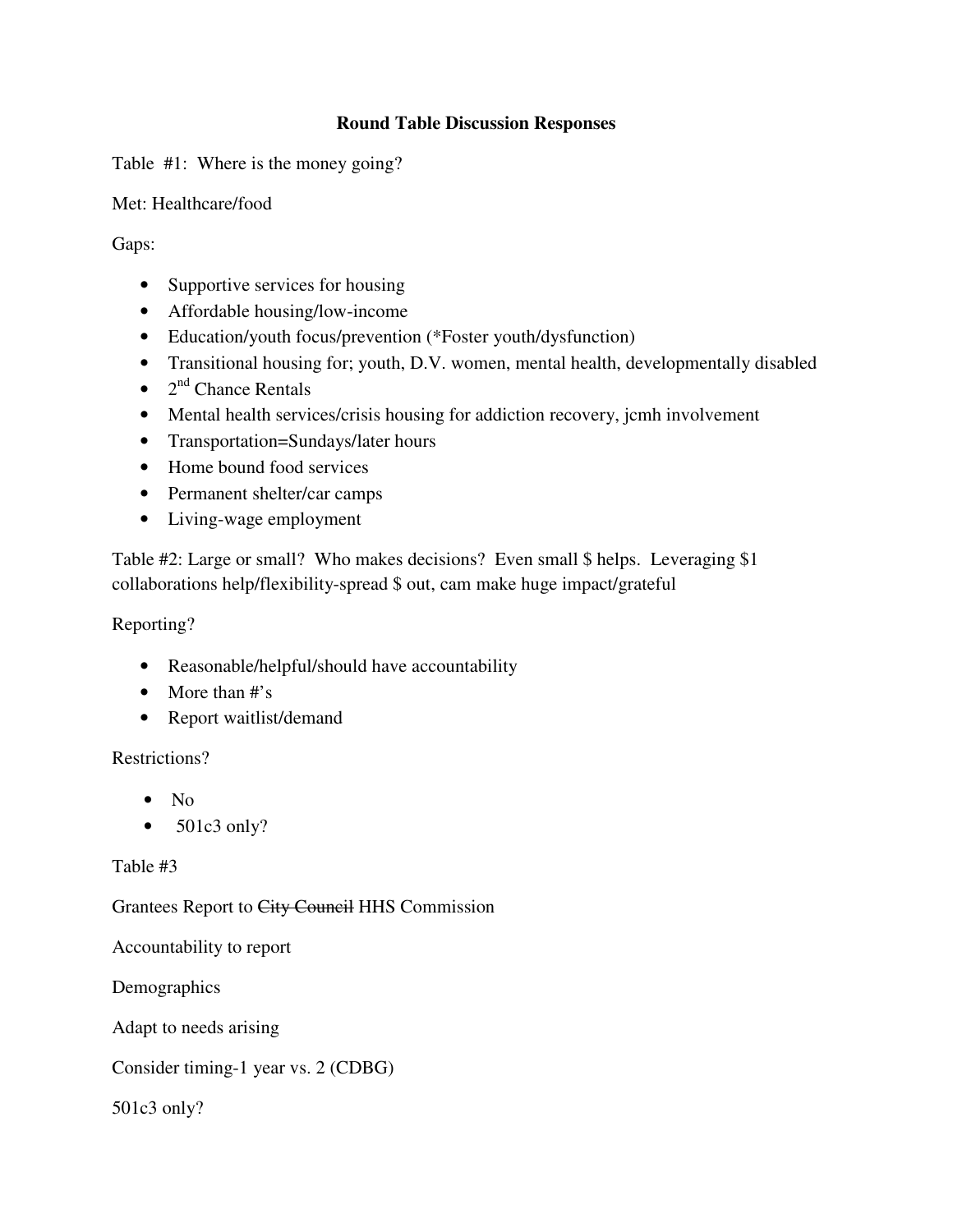# Round Table Discussion Responses

Table #1: Where is the money going?

Met: Healthcare/food

Gaps:

- Supportive services for housing
- Affordable housing/low-income
- Education/youth focus/prevention (*Foster youth/dysfunction)
- Transitional housing for; youth, D.V. women, mental health, developmentally disabled
- 2nd Chance Rentals
- Mental health services/crisis housing for addiction recovery, jcmh involvement
- Transportation=Sundays/later hours
- Home bound food services
- Permanent shelter/car camps
- Living-wage employment

Table #2: Large or small? Who makes decisions? Even small $ helps. Leveraging $1 collaborations help/flexibility-spread $ out, cam make huge impact/grateful

Reporting?

- Reasonable/helpful/should have accountability
- More than #'s
- Report waitlist/demand

Restrictions?

- No
- 501c3 only?

Table #3

Grantees Report to ~~City Council~~ HHS Commission

Accountability to report

Demographics

Adapt to needs arising

Consider timing-1 year vs. 2 (CDBG)

501c3 only?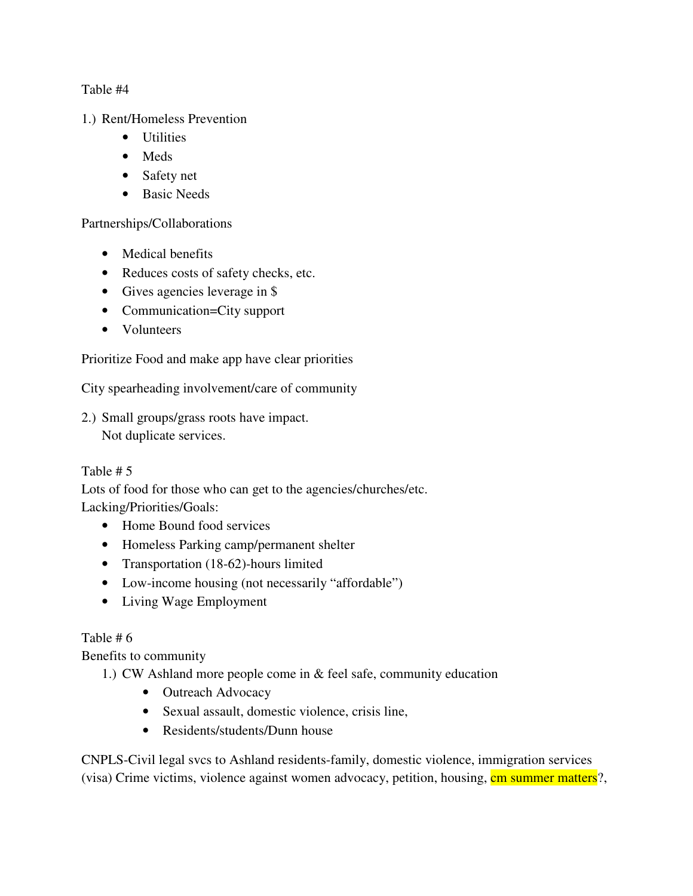Table #4

1.) Rent/Homeless Prevention
    - Utilities
    - Meds
    - Safety net
    - Basic Needs

Partnerships/Collaborations

- Medical benefits
- Reduces costs of safety checks, etc.
- Gives agencies leverage in $
- Communication=City support
- Volunteers

Prioritize Food and make app have clear priorities

City spearheading involvement/care of community

2.) Small groups/grass roots have impact.
    Not duplicate services.

Table # 5
Lots of food for those who can get to the agencies/churches/etc.
Lacking/Priorities/Goals:

- Home Bound food services
- Homeless Parking camp/permanent shelter
- Transportation (18-62)-hours limited
- Low-income housing (not necessarily "affordable")
- Living Wage Employment

Table # 6
Benefits to community

1.) CW Ashland more people come in & feel safe, community education
    - Outreach Advocacy
    - Sexual assault, domestic violence, crisis line,
    - Residents/students/Dunn house

CNPLS-Civil legal svcs to Ashland residents-family, domestic violence, immigration services (visa) Crime victims, violence against women advocacy, petition, housing, cm summer matters?,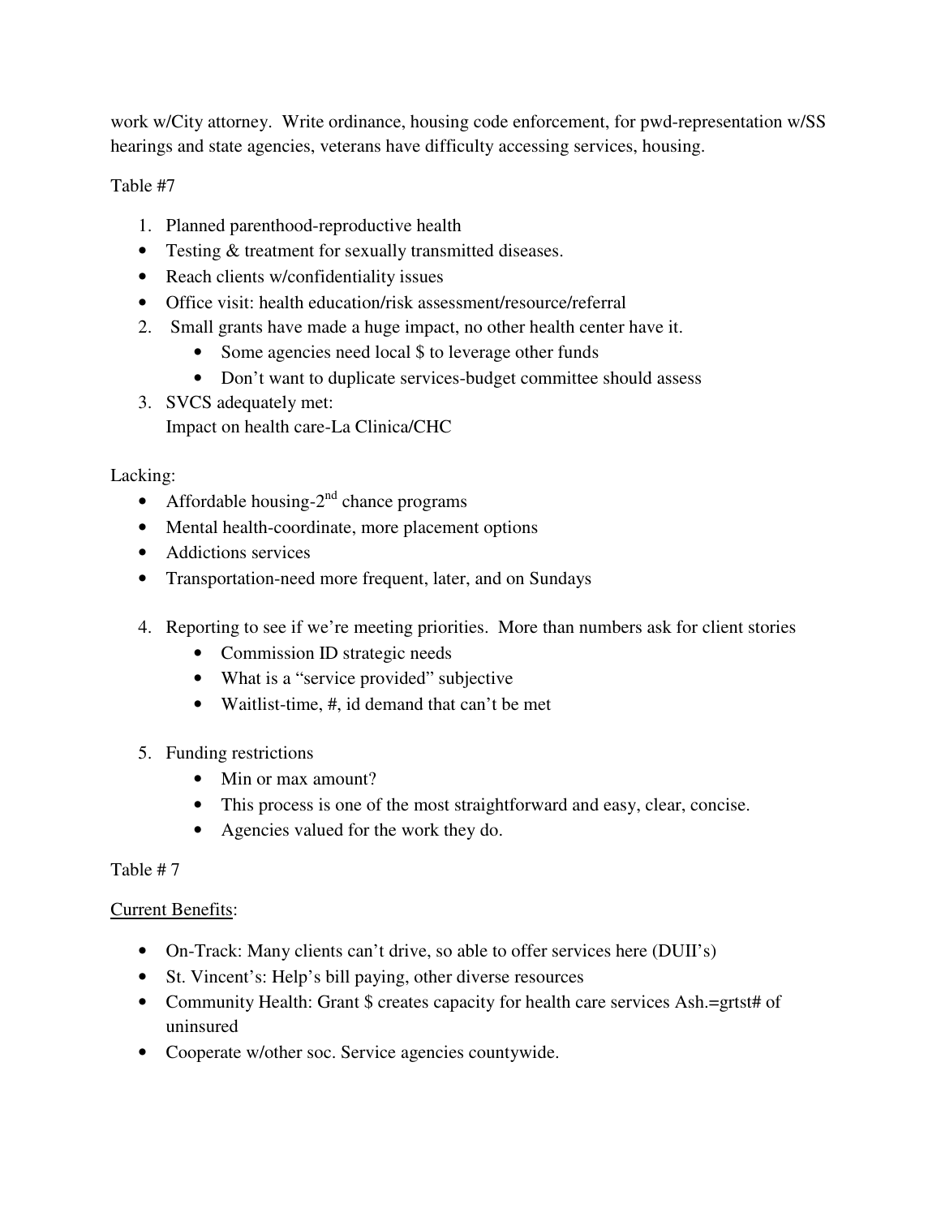work w/City attorney. Write ordinance, housing code enforcement, for pwd-representation w/SS hearings and state agencies, veterans have difficulty accessing services, housing.

Table #7

1. Planned parenthood-reproductive health
- Testing & treatment for sexually transmitted diseases.
- Reach clients w/confidentiality issues
- Office visit: health education/risk assessment/resource/referral
2. Small grants have made a huge impact, no other health center have it.
   - Some agencies need local $ to leverage other funds
   - Don't want to duplicate services-budget committee should assess
3. SVCS adequately met:
   Impact on health care-La Clinica/CHC

Lacking:

- Affordable housing-2nd chance programs
- Mental health-coordinate, more placement options
- Addictions services
- Transportation-need more frequent, later, and on Sundays

4. Reporting to see if we're meeting priorities. More than numbers ask for client stories
   - Commission ID strategic needs
   - What is a "service provided" subjective
   - Waitlist-time, #, id demand that can't be met
5. Funding restrictions
   - Min or max amount?
   - This process is one of the most straightforward and easy, clear, concise.
   - Agencies valued for the work they do.

Table # 7

Current Benefits:

- On-Track: Many clients can't drive, so able to offer services here (DUII's)
- St. Vincent's: Help's bill paying, other diverse resources
- Community Health: Grant $ creates capacity for health care services Ash.=grtst# of uninsured
- Cooperate w/other soc. Service agencies countywide.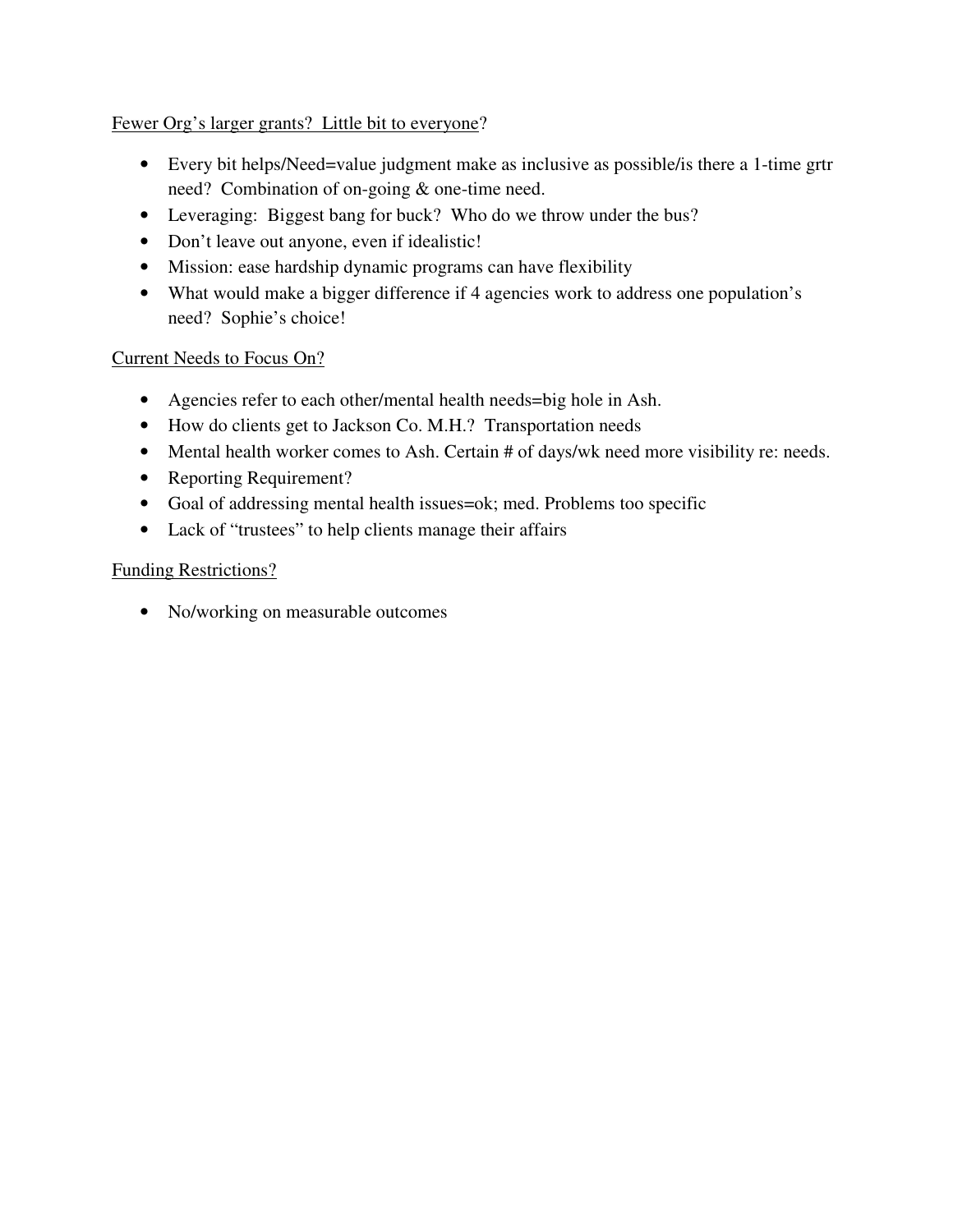<u>Fewer Org's larger grants? Little bit to everyone</u>?

- Every bit helps/Need=value judgment make as inclusive as possible/is there a 1-time grtr need? Combination of on-going & one-time need.
- Leveraging: Biggest bang for buck? Who do we throw under the bus?
- Don't leave out anyone, even if idealistic!
- Mission: ease hardship dynamic programs can have flexibility
- What would make a bigger difference if 4 agencies work to address one population's need? Sophie's choice!

<u>Current Needs to Focus On?</u>

- Agencies refer to each other/mental health needs=big hole in Ash.
- How do clients get to Jackson Co. M.H.? Transportation needs
- Mental health worker comes to Ash. Certain # of days/wk need more visibility re: needs.
- Reporting Requirement?
- Goal of addressing mental health issues=ok; med. Problems too specific
- Lack of "trustees" to help clients manage their affairs

<u>Funding Restrictions?</u>

- No/working on measurable outcomes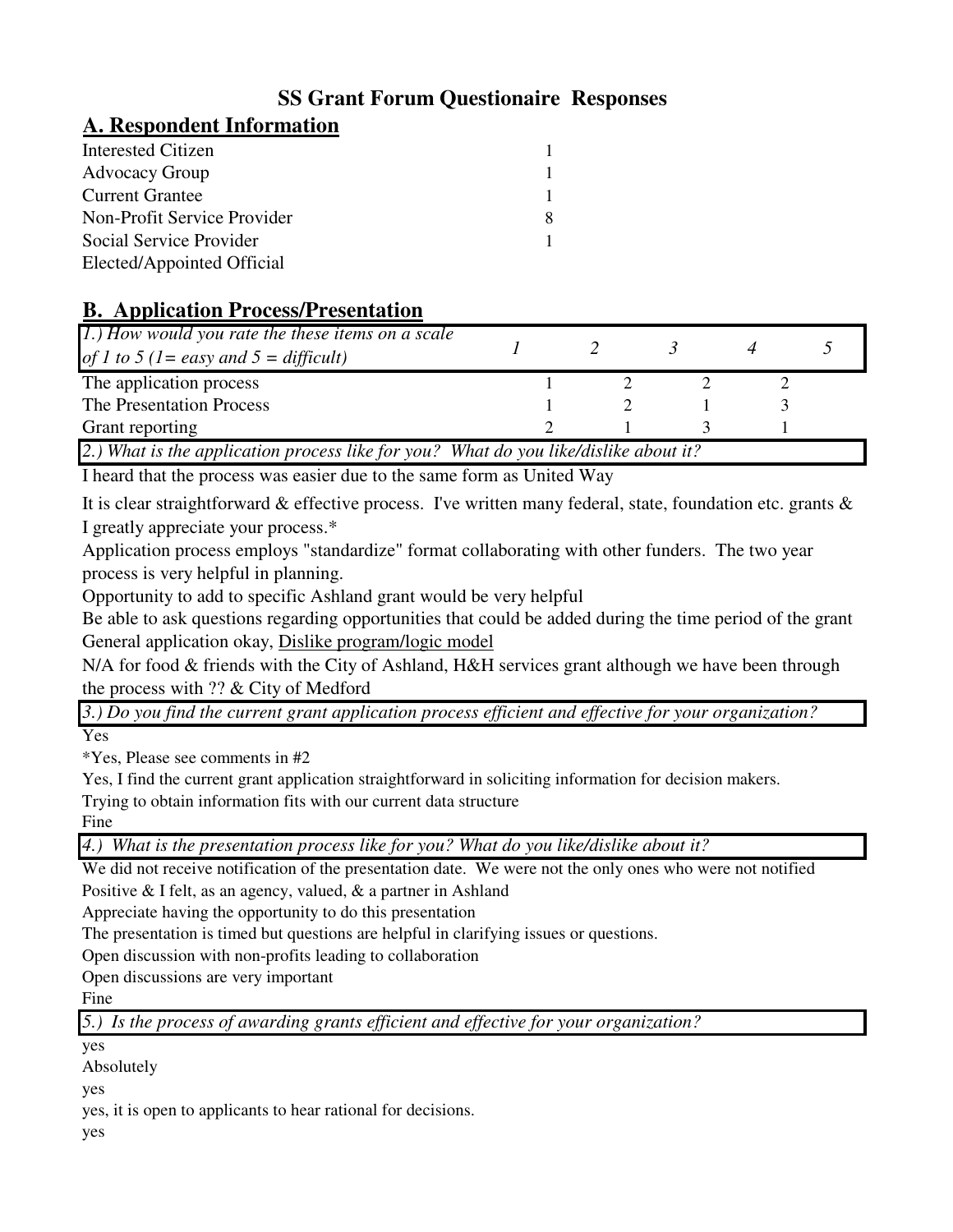# SS Grant Forum Questionaire Responses

## A. Respondent Information

| | |
|---|---|
| Interested Citizen | 1 |
| Advocacy Group | 1 |
| Current Grantee | 1 |
| Non-Profit Service Provider | 8 |
| Social Service Provider | 1 |
| Elected/Appointed Official | |

## B. Application Process/Presentation

| *1.) How would you rate the these items on a scale of 1 to 5 (1= easy and 5 = difficult)* | *1* | *2* | *3* | *4* | *5* |
|---|---|---|---|---|---|
| The application process | 1 | 2 | 2 | 2 | |
| The Presentation Process | 1 | 2 | 1 | 3 | |
| Grant reporting | 2 | 1 | 3 | 1 | |

*2.) What is the application process like for you? What do you like/dislike about it?*

I heard that the process was easier due to the same form as United Way

It is clear straightforward & effective process. I've written many federal, state, foundation etc. grants & I greatly appreciate your process.*

Application process employs "standardize" format collaborating with other funders. The two year process is very helpful in planning.

Opportunity to add to specific Ashland grant would be very helpful

Be able to ask questions regarding opportunities that could be added during the time period of the grant

General application okay, <u>Dislike program/logic model</u>

N/A for food & friends with the City of Ashland, H&H services grant although we have been through the process with ?? & City of Medford

*3.) Do you find the current grant application process efficient and effective for your organization?*

Yes

*Yes, Please see comments in #2

Yes, I find the current grant application straightforward in soliciting information for decision makers.

Trying to obtain information fits with our current data structure

Fine

*4.) What is the presentation process like for you? What do you like/dislike about it?*

We did not receive notification of the presentation date. We were not the only ones who were not notified

Positive & I felt, as an agency, valued, & a partner in Ashland

Appreciate having the opportunity to do this presentation

The presentation is timed but questions are helpful in clarifying issues or questions.

Open discussion with non-profits leading to collaboration

Open discussions are very important

Fine

*5.) Is the process of awarding grants efficient and effective for your organization?*

yes

Absolutely

yes

yes, it is open to applicants to hear rational for decisions.

yes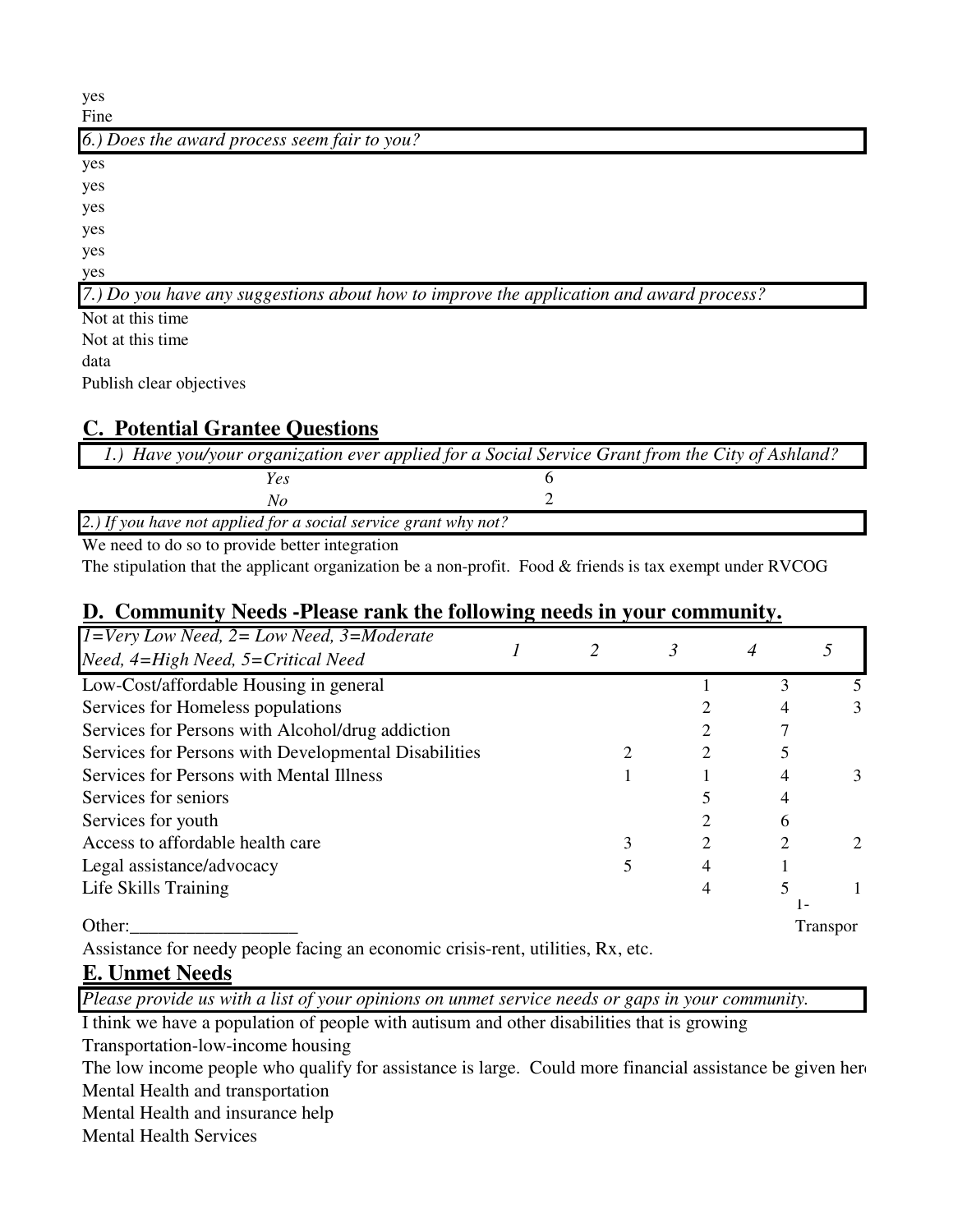yes
Fine

| *6.) Does the award process seem fair to you?* |
|---|

yes
yes
yes
yes
yes
yes

| *7.) Do you have any suggestions about how to improve the application and award process?* |
|---|

Not at this time
Not at this time
data
Publish clear objectives

## C. Potential Grantee Questions

| *1.) Have you/your organization ever applied for a Social Service Grant from the City of Ashland?* | |
|---|---|
| *Yes* | 6 |
| *No* | 2 |

| *2.) If you have not applied for a social service grant why not?* |
|---|

We need to do so to provide better integration
The stipulation that the applicant organization be a non-profit. Food & friends is tax exempt under RVCOG

## D. Community Needs -Please rank the following needs in your community.

| *1=Very Low Need, 2= Low Need, 3=Moderate Need, 4=High Need, 5=Critical Need* | *1* | *2* | *3* | *4* | *5* |
|---|---|---|---|---|---|
| Low-Cost/affordable Housing in general | | | 1 | 3 | 5 |
| Services for Homeless populations | | | 2 | 4 | 3 |
| Services for Persons with Alcohol/drug addiction | | | 2 | 7 | |
| Services for Persons with Developmental Disabilities | | 2 | 2 | 5 | |
| Services for Persons with Mental Illness | | 1 | 1 | 4 | 3 |
| Services for seniors | | | 5 | 4 | |
| Services for youth | | | 2 | 6 | |
| Access to affordable health care | | 3 | 2 | 2 | 2 |
| Legal assistance/advocacy | | 5 | 4 | 1 | |
| Life Skills Training | | | 4 | 5 | 1 |
| Other:__________________ | | | | | 1- Transpor |

Assistance for needy people facing an economic crisis-rent, utilities, Rx, etc.

## E. Unmet Needs

| *Please provide us with a list of your opinions on unmet service needs or gaps in your community.* |
|---|

I think we have a population of people with autisum and other disabilities that is growing
Transportation-low-income housing
The low income people who qualify for assistance is large. Could more financial assistance be given her
Mental Health and transportation
Mental Health and insurance help
Mental Health Services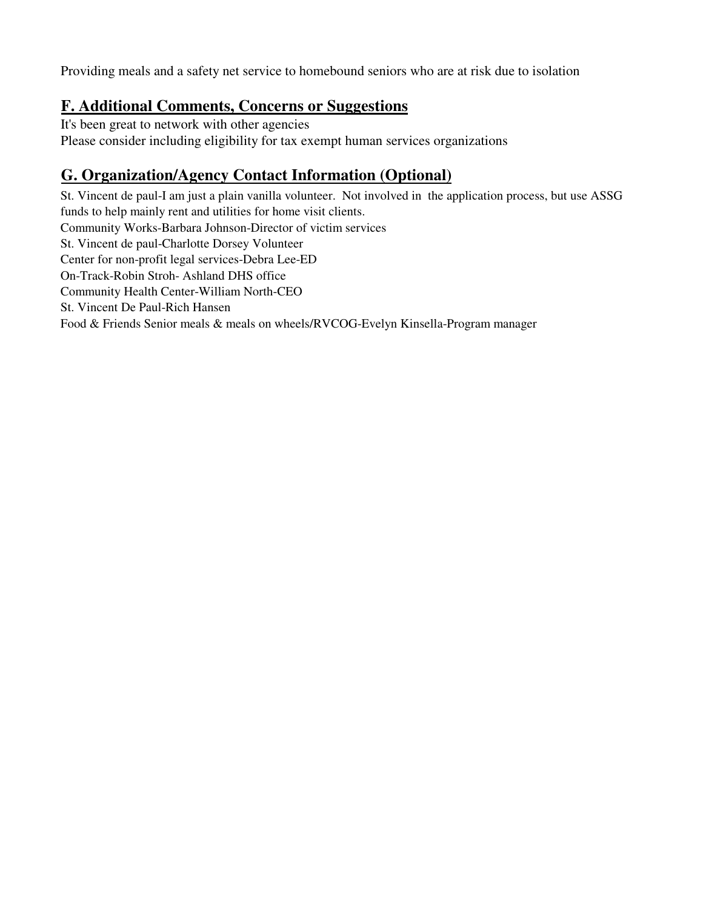Providing meals and a safety net service to homebound seniors who are at risk due to isolation

## F. Additional Comments, Concerns or Suggestions

It's been great to network with other agencies
Please consider including eligibility for tax exempt human services organizations

## G. Organization/Agency Contact Information (Optional)

St. Vincent de paul-I am just a plain vanilla volunteer. Not involved in the application process, but use ASSG funds to help mainly rent and utilities for home visit clients.
Community Works-Barbara Johnson-Director of victim services
St. Vincent de paul-Charlotte Dorsey Volunteer
Center for non-profit legal services-Debra Lee-ED
On-Track-Robin Stroh- Ashland DHS office
Community Health Center-William North-CEO
St. Vincent De Paul-Rich Hansen
Food & Friends Senior meals & meals on wheels/RVCOG-Evelyn Kinsella-Program manager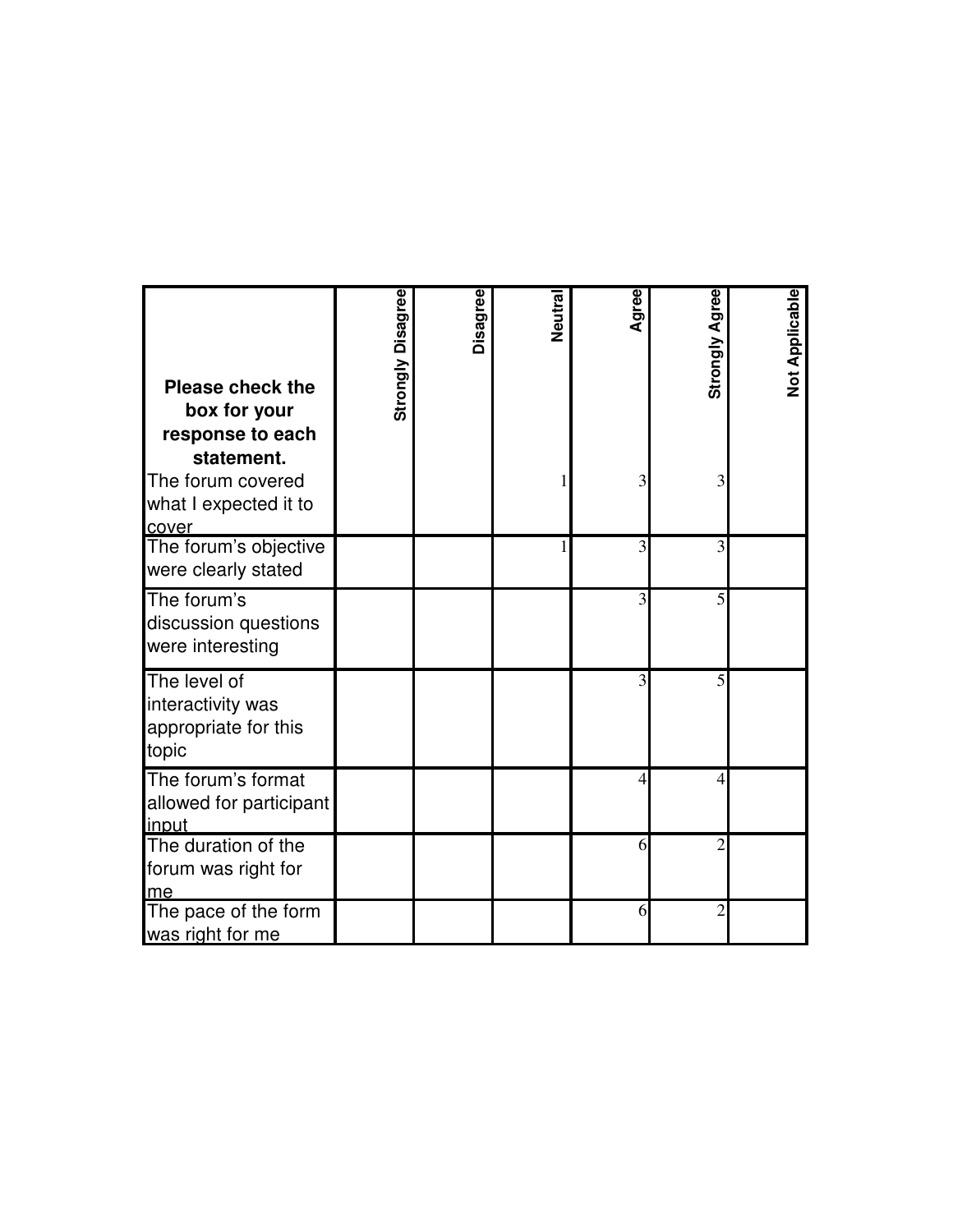| Please check the box for your response to each statement. | Strongly Disagree | Disagree | Neutral | Agree | Strongly Agree | Not Applicable |
|---|---|---|---|---|---|---|
| The forum covered what I expected it to cover | | | 1 | 3 | 3 | |
| The forum's objective were clearly stated | | | 1 | 3 | 3 | |
| The forum's discussion questions were interesting | | | | 3 | 5 | |
| The level of interactivity was appropriate for this topic | | | | 3 | 5 | |
| The forum's format allowed for participant input | | | | 4 | 4 | |
| The duration of the forum was right for me | | | | 6 | 2 | |
| The pace of the form was right for me | | | | 6 | 2 | |